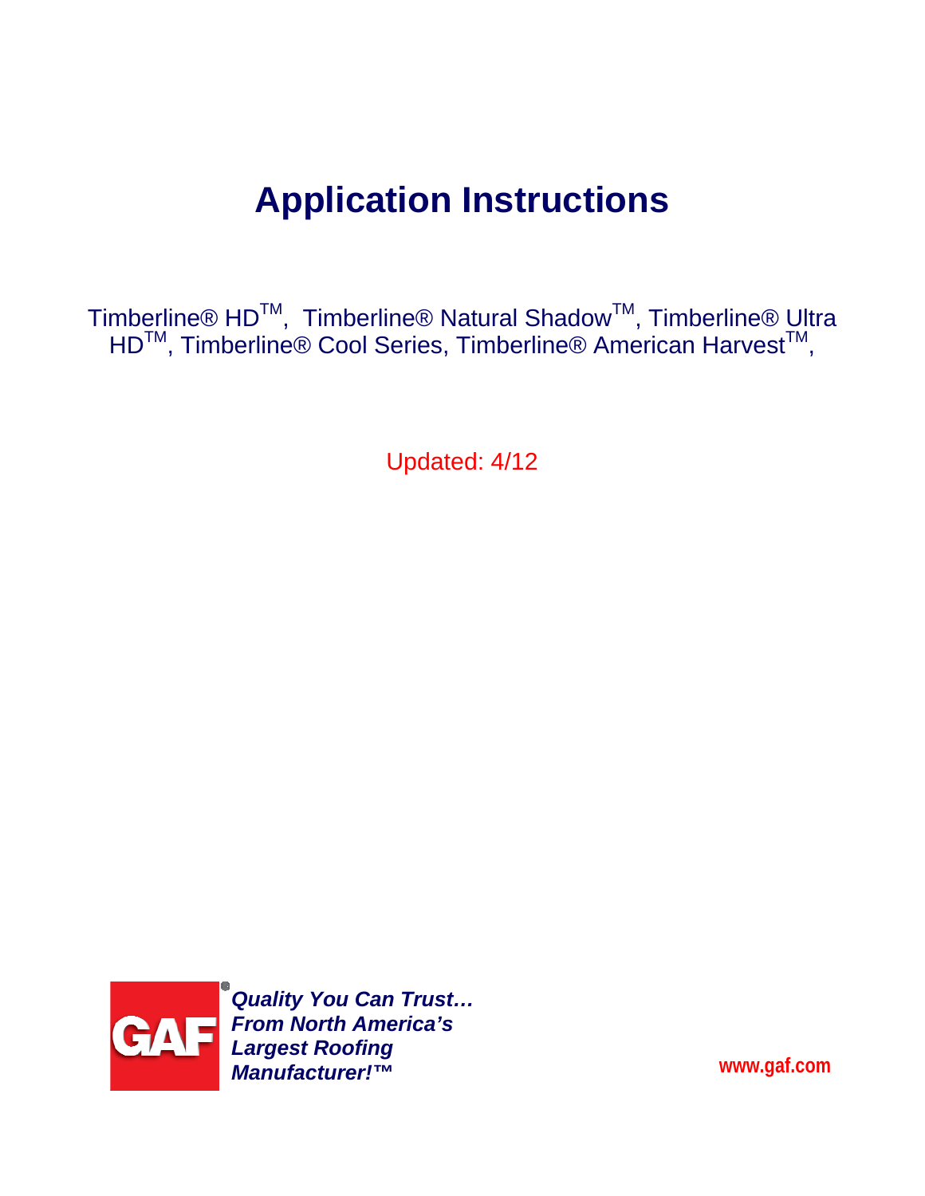# Application Instructions

Timberline® HD™, Timberline® Natural Shadow™, Timberline® Ultra HD™, Timberline® Cool Series, Timberline® American Harvest™,

Updated: 4/12

GAF

***Quality You Can Trust… From North America's Largest Roofing Manufacturer!™***

**www.gaf.com**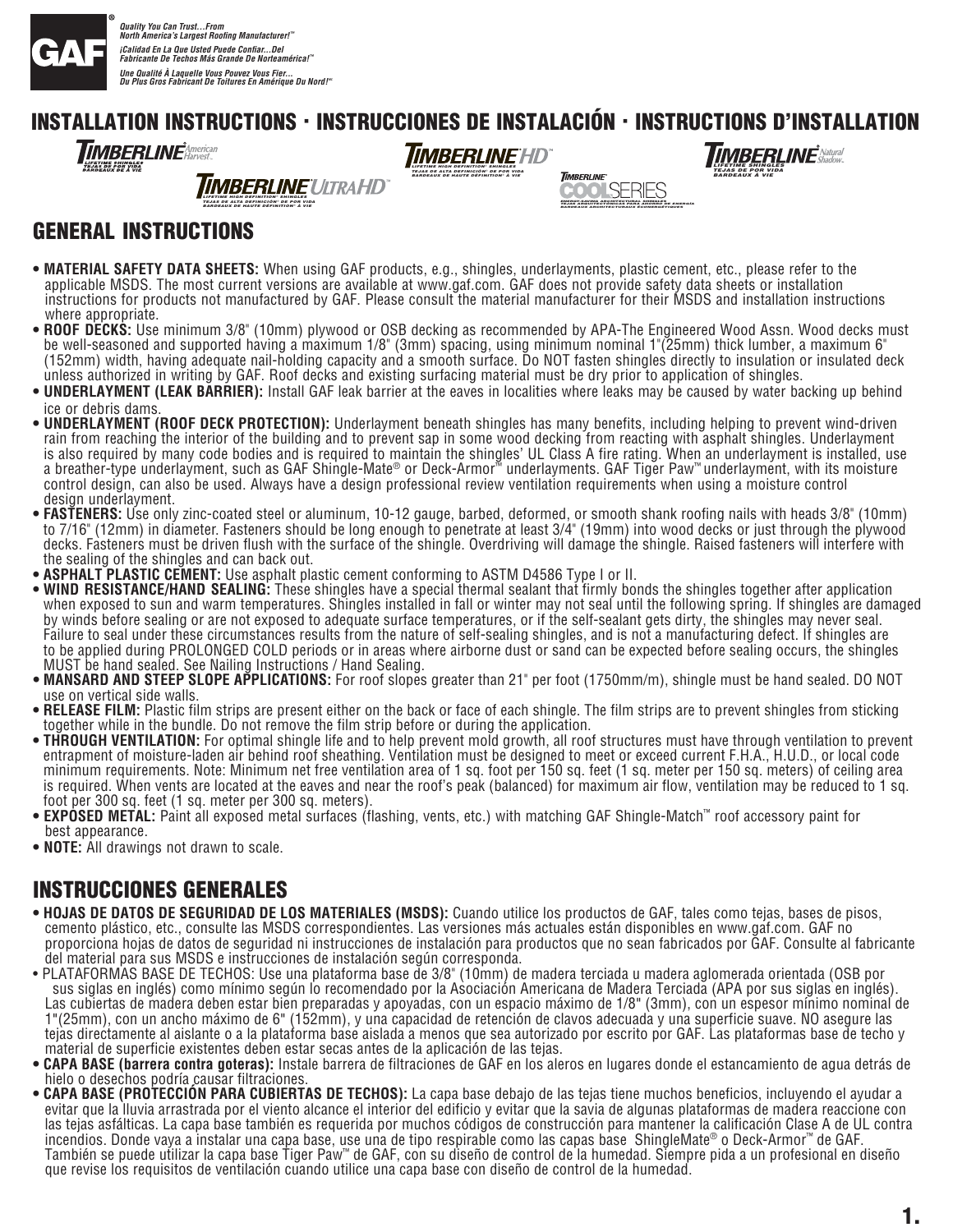**GAF**

*Quality You Can Trust…From North America's Largest Roofing Manufacturer!™*

*¡Calidad En La Que Usted Puede Confiar…Del Fabricante De Techos Más Grande De Norteamérica!™*

*Une Qualité À Laquelle Vous Pouvez Vous Fier… Du Plus Gros Fabricant De Toitures En Amérique Du Nord!™*

# INSTALLATION INSTRUCTIONS · INSTRUCCIONES DE INSTALACIÓN · INSTRUCTIONS D'INSTALLATION

TIMBERLINE® American Harvest™ — LIFETIME SHINGLES · TEJAS DE POR VIDA · BARDEAUX À VIE

TIMBERLINE® UltraHD™ — LIFETIME HIGH DEFINITION® SHINGLES · TEJAS DE ALTA DEFINICIÓN® DE POR VIDA · BARDEAUX DE HAUTE DÉFINITION® À VIE

TIMBERLINE® HD™ — LIFETIME HIGH DEFINITION® SHINGLES · TEJAS DE ALTA DEFINICIÓN® DE POR VIDA · BARDEAUX DE HAUTE DÉFINITION® À VIE

TIMBERLINE® COOL SERIES — ENERGY-SAVING ARCHITECTURAL SHINGLES · TEJAS ARQUITECTÓNICAS PARA AHORRO DE ENERGÍA · BARDEAUX ARCHITECTURAUX ÉCOÉNERGÉTIQUES

TIMBERLINE® Natural Shadow™ — LIFETIME SHINGLES · TEJAS DE POR VIDA · BARDEAUX À VIE

## GENERAL INSTRUCTIONS

- **MATERIAL SAFETY DATA SHEETS:** When using GAF products, e.g., shingles, underlayments, plastic cement, etc., please refer to the applicable MSDS. The most current versions are available at www.gaf.com. GAF does not provide safety data sheets or installation instructions for products not manufactured by GAF. Please consult the material manufacturer for their MSDS and installation instructions where appropriate.
- **ROOF DECKS:** Use minimum 3/8" (10mm) plywood or OSB decking as recommended by APA-The Engineered Wood Assn. Wood decks must be well-seasoned and supported having a maximum 1/8" (3mm) spacing, using minimum nominal 1"(25mm) thick lumber, a maximum 6" (152mm) width, having adequate nail-holding capacity and a smooth surface. Do NOT fasten shingles directly to insulation or insulated deck unless authorized in writing by GAF. Roof decks and existing surfacing material must be dry prior to application of shingles.
- **UNDERLAYMENT (LEAK BARRIER):** Install GAF leak barrier at the eaves in localities where leaks may be caused by water backing up behind ice or debris dams.
- **UNDERLAYMENT (ROOF DECK PROTECTION):** Underlayment beneath shingles has many benefits, including helping to prevent wind-driven rain from reaching the interior of the building and to prevent sap in some wood decking from reacting with asphalt shingles. Underlayment is also required by many code bodies and is required to maintain the shingles' UL Class A fire rating. When an underlayment is installed, use a breather-type underlayment, such as GAF Shingle-Mate® or Deck-Armor™ underlayments. GAF Tiger Paw™ underlayment, with its moisture control design, can also be used. Always have a design professional review ventilation requirements when using a moisture control design underlayment.
- **FASTENERS:** Use only zinc-coated steel or aluminum, 10-12 gauge, barbed, deformed, or smooth shank roofing nails with heads 3/8" (10mm) to 7/16" (12mm) in diameter. Fasteners should be long enough to penetrate at least 3/4" (19mm) into wood decks or just through the plywood decks. Fasteners must be driven flush with the surface of the shingle. Overdriving will damage the shingle. Raised fasteners will interfere with the sealing of the shingles and can back out.
- **ASPHALT PLASTIC CEMENT:** Use asphalt plastic cement conforming to ASTM D4586 Type I or II.
- **WIND RESISTANCE/HAND SEALING:** These shingles have a special thermal sealant that firmly bonds the shingles together after application when exposed to sun and warm temperatures. Shingles installed in fall or winter may not seal until the following spring. If shingles are damaged by winds before sealing or are not exposed to adequate surface temperatures, or if the self-sealant gets dirty, the shingles may never seal. Failure to seal under these circumstances results from the nature of self-sealing shingles, and is not a manufacturing defect. If shingles are to be applied during PROLONGED COLD periods or in areas where airborne dust or sand can be expected before sealing occurs, the shingles MUST be hand sealed. See Nailing Instructions / Hand Sealing.
- **MANSARD AND STEEP SLOPE APPLICATIONS:** For roof slopes greater than 21" per foot (1750mm/m), shingle must be hand sealed. DO NOT use on vertical side walls.
- **RELEASE FILM:** Plastic film strips are present either on the back or face of each shingle. The film strips are to prevent shingles from sticking together while in the bundle. Do not remove the film strip before or during the application.
- **THROUGH VENTILATION:** For optimal shingle life and to help prevent mold growth, all roof structures must have through ventilation to prevent entrapment of moisture-laden air behind roof sheathing. Ventilation must be designed to meet or exceed current F.H.A., H.U.D., or local code minimum requirements. Note: Minimum net free ventilation area of 1 sq. foot per 150 sq. feet (1 sq. meter per 150 sq. meters) of ceiling area is required. When vents are located at the eaves and near the roof's peak (balanced) for maximum air flow, ventilation may be reduced to 1 sq. foot per 300 sq. feet (1 sq. meter per 300 sq. meters).
- **EXPOSED METAL:** Paint all exposed metal surfaces (flashing, vents, etc.) with matching GAF Shingle-Match™ roof accessory paint for best appearance.
- **NOTE:** All drawings not drawn to scale.

## INSTRUCCIONES GENERALES

- **HOJAS DE DATOS DE SEGURIDAD DE LOS MATERIALES (MSDS):** Cuando utilice los productos de GAF, tales como tejas, bases de pisos, cemento plástico, etc., consulte las MSDS correspondientes. Las versiones más actuales están disponibles en www.gaf.com. GAF no proporciona hojas de datos de seguridad ni instrucciones de instalación para productos que no sean fabricados por GAF. Consulte al fabricante del material para sus MSDS e instrucciones de instalación según corresponda.
- PLATAFORMAS BASE DE TECHOS: Use una plataforma base de 3/8" (10mm) de madera terciada u madera aglomerada orientada (OSB por sus siglas en inglés) como mínimo según lo recomendado por la Asociación Americana de Madera Terciada (APA por sus siglas en inglés). Las cubiertas de madera deben estar bien preparadas y apoyadas, con un espacio máximo de 1/8" (3mm), con un espesor mínimo nominal de 1"(25mm), con un ancho máximo de 6" (152mm), y una capacidad de retención de clavos adecuada y una superficie suave. NO asegure las tejas directamente al aislante o a la plataforma base aislada a menos que sea autorizado por escrito por GAF. Las plataformas base de techo y material de superficie existentes deben estar secas antes de la aplicación de las tejas.
- **CAPA BASE (barrera contra goteras):** Instale barrera de filtraciones de GAF en los aleros en lugares donde el estancamiento de agua detrás de hielo o desechos podría causar filtraciones.
- **CAPA BASE (PROTECCIÓN PARA CUBIERTAS DE TECHOS):** La capa base debajo de las tejas tiene muchos beneficios, incluyendo el ayudar a evitar que la lluvia arrastrada por el viento alcance el interior del edificio y evitar que la savia de algunas plataformas de madera reaccione con las tejas asfálticas. La capa base también es requerida por muchos códigos de construcción para mantener la calificación Clase A de UL contra incendios. Donde vaya a instalar una capa base, use una de tipo respirable como las capas base ShingleMate® o Deck-Armor™ de GAF. También se puede utilizar la capa base Tiger Paw™ de GAF, con su diseño de control de la humedad. Siempre pida a un profesional en diseño que revise los requisitos de ventilación cuando utilice una capa base con diseño de control de la humedad.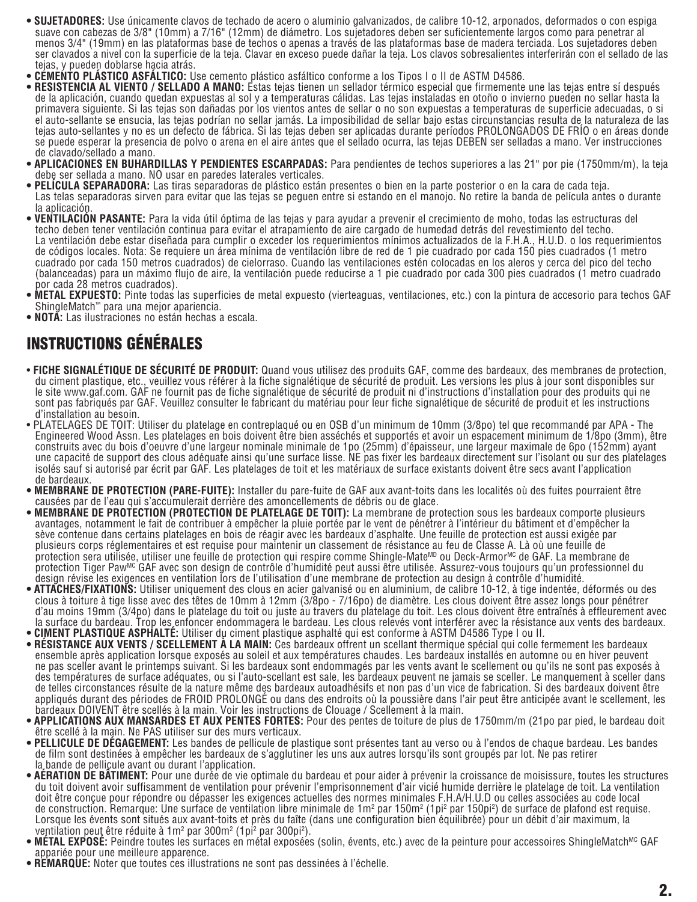- **SUJETADORES:** Use únicamente clavos de techado de acero o aluminio galvanizados, de calibre 10-12, arponados, deformados o con espiga suave con cabezas de 3/8" (10mm) a 7/16" (12mm) de diámetro. Los sujetadores deben ser suficientemente largos como para penetrar al menos 3/4" (19mm) en las plataformas base de techos o apenas a través de las plataformas base de madera terciada. Los sujetadores deben ser clavados a nivel con la superficie de la teja. Clavar en exceso puede dañar la teja. Los clavos sobresalientes interferirán con el sellado de las tejas, y pueden doblarse hacia atrás.
- **CEMENTO PLÁSTICO ASFÁLTICO:** Use cemento plástico asfáltico conforme a los Tipos I o II de ASTM D4586.
- **RESISTENCIA AL VIENTO / SELLADO A MANO:** Estas tejas tienen un sellador térmico especial que firmemente une las tejas entre sí después de la aplicación, cuando quedan expuestas al sol y a temperaturas cálidas. Las tejas instaladas en otoño o invierno pueden no sellar hasta la primavera siguiente. Si las tejas son dañadas por los vientos antes de sellar o no son expuestas a temperaturas de superficie adecuadas, o si el auto-sellante se ensucia, las tejas podrían no sellar jamás. La imposibilidad de sellar bajo estas circunstancias resulta de la naturaleza de las tejas auto-sellantes y no es un defecto de fábrica. Si las tejas deben ser aplicadas durante períodos PROLONGADOS DE FRÍO o en áreas donde se puede esperar la presencia de polvo o arena en el aire antes que el sellado ocurra, las tejas DEBEN ser selladas a mano. Ver instrucciones de clavado/sellado a mano.
- **APLICACIONES EN BUHARDILLAS Y PENDIENTES ESCARPADAS:** Para pendientes de techos superiores a las 21" por pie (1750mm/m), la teja debe ser sellada a mano. NO usar en paredes laterales verticales.
- **PELÍCULA SEPARADORA:** Las tiras separadoras de plástico están presentes o bien en la parte posterior o en la cara de cada teja. Las telas separadoras sirven para evitar que las tejas se peguen entre si estando en el manojo. No retire la banda de película antes o durante la aplicación.
- **VENTILACIÓN PASANTE:** Para la vida útil óptima de las tejas y para ayudar a prevenir el crecimiento de moho, todas las estructuras del techo deben tener ventilación continua para evitar el atrapamiento de aire cargado de humedad detrás del revestimiento del techo. La ventilación debe estar diseñada para cumplir o exceder los requerimientos mínimos actualizados de la F.H.A., H.U.D. o los requerimientos de códigos locales. Nota: Se requiere un área mínima de ventilación libre de red de 1 pie cuadrado por cada 150 pies cuadrados (1 metro cuadrado por cada 150 metros cuadrados) de cielorraso. Cuando las ventilaciones estén colocadas en los aleros y cerca del pico del techo (balanceadas) para un máximo flujo de aire, la ventilación puede reducirse a 1 pie cuadrado por cada 300 pies cuadrados (1 metro cuadrado por cada 28 metros cuadrados).
- **METAL EXPUESTO:** Pinte todas las superficies de metal expuesto (vierteaguas, ventilaciones, etc.) con la pintura de accesorio para techos GAF ShingleMatch™ para una mejor apariencia.
- **NOTA:** Las ilustraciones no están hechas a escala.

## INSTRUCTIONS GÉNÉRALES

- **FICHE SIGNALÉTIQUE DE SÉCURITÉ DE PRODUIT:** Quand vous utilisez des produits GAF, comme des bardeaux, des membranes de protection, du ciment plastique, etc., veuillez vous référer à la fiche signalétique de sécurité de produit. Les versions les plus à jour sont disponibles sur le site www.gaf.com. GAF ne fournit pas de fiche signalétique de sécurité de produit ni d'instructions d'installation pour des produits qui ne sont pas fabriqués par GAF. Veuillez consulter le fabricant du matériau pour leur fiche signalétique de sécurité de produit et les instructions d'installation au besoin.
- PLATELAGES DE TOIT: Utiliser du platelage en contreplaqué ou en OSB d'un minimum de 10mm (3/8po) tel que recommandé par APA - The Engineered Wood Assn. Les platelages en bois doivent être bien asséchés et supportés et avoir un espacement minimum de 1/8po (3mm), être construits avec du bois d'oeuvre d'une largeur nominale minimale de 1po (25mm) d'épaisseur, une largeur maximale de 6po (152mm) ayant une capacité de support des clous adéquate ainsi qu'une surface lisse. NE pas fixer les bardeaux directement sur l'isolant ou sur des platelages isolés sauf si autorisé par écrit par GAF. Les platelages de toit et les matériaux de surface existants doivent être secs avant l'application de bardeaux.
- **MEMBRANE DE PROTECTION (PARE-FUITE):** Installer du pare-fuite de GAF aux avant-toits dans les localités où des fuites pourraient être causées par de l'eau qui s'accumulerait derrière des amoncellements de débris ou de glace.
- **MEMBRANE DE PROTECTION (PROTECTION DE PLATELAGE DE TOIT):** La membrane de protection sous les bardeaux comporte plusieurs avantages, notamment le fait de contribuer à empêcher la pluie portée par le vent de pénétrer à l'intérieur du bâtiment et d'empêcher la sève contenue dans certains platelages en bois de réagir avec les bardeaux d'asphalte. Une feuille de protection est aussi exigée par plusieurs corps réglementaires et est requise pour maintenir un classement de résistance au feu de Classe A. Là où une feuille de protection sera utilisée, utiliser une feuille de protection qui respire comme Shingle-Mate[MD] ou Deck-Armor[MC] de GAF. La membrane de protection Tiger Paw[MC] GAF avec son design de contrôle d'humidité peut aussi être utilisée. Assurez-vous toujours qu'un professionnel du design révise les exigences en ventilation lors de l'utilisation d'une membrane de protection au design à contrôle d'humidité.
- **ATTACHES/FIXATIONS:** Utiliser uniquement des clous en acier galvanisé ou en aluminium, de calibre 10-12, à tige indentée, déformés ou des clous à toiture à tige lisse avec des têtes de 10mm à 12mm (3/8po - 7/16po) de diamètre. Les clous doivent être assez longs pour pénétrer d'au moins 19mm (3/4po) dans le platelage du toit ou juste au travers du platelage du toit. Les clous doivent être entraînés à effleurement avec la surface du bardeau. Trop les enfoncer endommagera le bardeau. Les clous relevés vont interférer avec la résistance aux vents des bardeaux.
- **CIMENT PLASTIQUE ASPHALTÉ:** Utiliser du ciment plastique asphalté qui est conforme à ASTM D4586 Type I ou II.
- **RÉSISTANCE AUX VENTS / SCELLEMENT À LA MAIN:** Ces bardeaux offrent un scellant thermique spécial qui colle fermement les bardeaux ensemble après application lorsque exposés au soleil et aux températures chaudes. Les bardeaux installés en automne ou en hiver peuvent ne pas sceller avant le printemps suivant. Si les bardeaux sont endommagés par les vents avant le scellement ou qu'ils ne sont pas exposés à des températures de surface adéquates, ou si l'auto-scellant est sale, les bardeaux peuvent ne jamais se sceller. Le manquement à sceller dans de telles circonstances résulte de la nature même des bardeaux autoadhésifs et non pas d'un vice de fabrication. Si des bardeaux doivent être appliqués durant des périodes de FROID PROLONGÉ ou dans des endroits où la poussière dans l'air peut être anticipée avant le scellement, les bardeaux DOIVENT être scellés à la main. Voir les instructions de Clouage / Scellement à la main.
- **APPLICATIONS AUX MANSARDES ET AUX PENTES FORTES:** Pour des pentes de toiture de plus de 1750mm/m (21po par pied, le bardeau doit être scellé à la main. Ne PAS utiliser sur des murs verticaux.
- **PELLICULE DE DÉGAGEMENT:** Les bandes de pellicule de plastique sont présentes tant au verso ou à l'endos de chaque bardeau. Les bandes de film sont destinées à empêcher les bardeaux de s'agglutiner les uns aux autres lorsqu'ils sont groupés par lot. Ne pas retirer la bande de pellicule avant ou durant l'application.
- **AÉRATION DE BÂTIMENT:** Pour une durée de vie optimale du bardeau et pour aider à prévenir la croissance de moisissure, toutes les structures du toit doivent avoir suffisamment de ventilation pour prévenir l'emprisonnement d'air vicié humide derrière le platelage de toit. La ventilation doit être conçue pour répondre ou dépasser les exigences actuelles des normes minimales F.H.A/H.U.D ou celles associées au code local de construction. Remarque: Une surface de ventilation libre minimale de $1m^2$ par $150m^2$ ($1pi^2$ par $150pi^2$) de surface de plafond est requise. Lorsque les évents sont situés aux avant-toits et près du faîte (dans une configuration bien équilibrée) pour un débit d'air maximum, la ventilation peut être réduite à $1m^2$ par $300m^2$ ($1pi^2$ par $300pi^2$).
- **MÉTAL EXPOSÉ:** Peindre toutes les surfaces en métal exposées (solin, évents, etc.) avec de la peinture pour accessoires ShingleMatch[MC] GAF appariée pour une meilleure apparence.
- **REMARQUE:** Noter que toutes ces illustrations ne sont pas dessinées à l'échelle.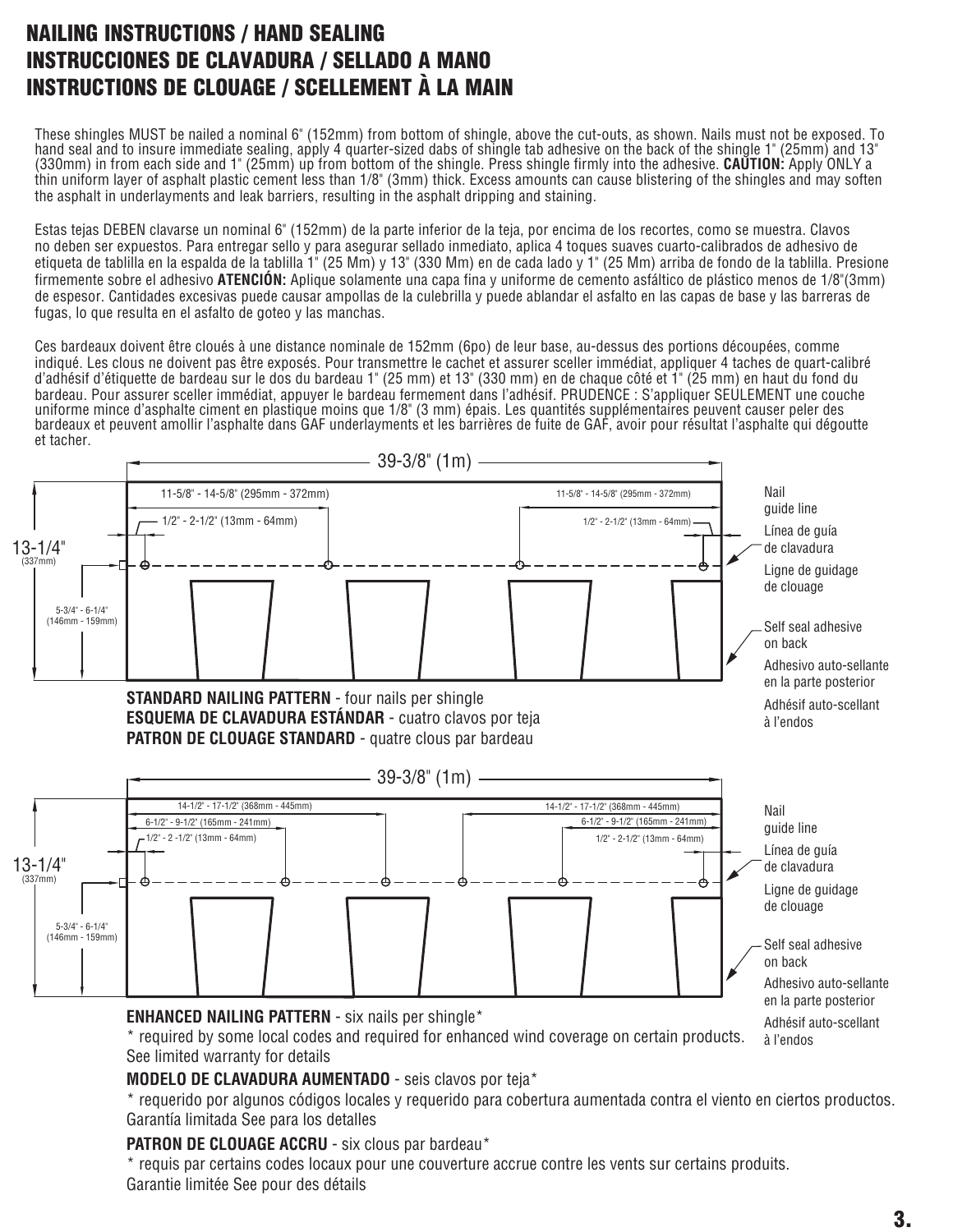# NAILING INSTRUCTIONS / HAND SEALING
# INSTRUCCIONES DE CLAVADURA / SELLADO A MANO
# INSTRUCTIONS DE CLOUAGE / SCELLEMENT À LA MAIN

These shingles MUST be nailed a nominal 6" (152mm) from bottom of shingle, above the cut-outs, as shown. Nails must not be exposed. To hand seal and to insure immediate sealing, apply 4 quarter-sized dabs of shingle tab adhesive on the back of the shingle 1" (25mm) and 13" (330mm) in from each side and 1" (25mm) up from bottom of the shingle. Press shingle firmly into the adhesive. **CAUTION:** Apply ONLY a thin uniform layer of asphalt plastic cement less than 1/8" (3mm) thick. Excess amounts can cause blistering of the shingles and may soften the asphalt in underlayments and leak barriers, resulting in the asphalt dripping and staining.

Estas tejas DEBEN clavarse un nominal 6" (152mm) de la parte inferior de la teja, por encima de los recortes, como se muestra. Clavos no deben ser expuestos. Para entregar sello y para asegurar sellado inmediato, aplica 4 toques suaves cuarto-calibrados de adhesivo de etiqueta de tablilla en la espalda de la tablilla 1" (25 Mm) y 13" (330 Mm) en de cada lado y 1" (25 Mm) arriba de fondo de la tablilla. Presione firmemente sobre el adhesivo **ATENCIÓN:** Aplique solamente una capa fina y uniforme de cemento asfáltico de plástico menos de 1/8"(3mm) de espesor. Cantidades excesivas puede causar ampollas de la culebrilla y puede ablandar el asfalto en las capas de base y las barreras de fugas, lo que resulta en el asfalto de goteo y las manchas.

Ces bardeaux doivent être cloués à une distance nominale de 152mm (6po) de leur base, au-dessus des portions découpées, comme indiqué. Les clous ne doivent pas être exposés. Pour transmettre le cachet et assurer sceller immédiat, appliquer 4 taches de quart-calibré d'adhésif d'étiquette de bardeau sur le dos du bardeau 1" (25 mm) et 13" (330 mm) en de chaque côté et 1" (25 mm) en haut du fond du bardeau. Pour assurer sceller immédiat, appuyer le bardeau fermement dans l'adhésif. PRUDENCE : S'appliquer SEULEMENT une couche uniforme mince d'asphalte ciment en plastique moins que 1/8" (3 mm) épais. Les quantités supplémentaires peuvent causer peler des bardeaux et peuvent amollir l'asphalte dans GAF underlayments et les barrières de fuite de GAF, avoir pour résultat l'asphalte qui dégoutte et tacher.

39-3/8" (1m)

11-5/8" - 14-5/8" (295mm - 372mm) | 11-5/8" - 14-5/8" (295mm - 372mm)

1/2" - 2-1/2" (13mm - 64mm) | 1/2" - 2-1/2" (13mm - 64mm)

13-1/4" (337mm)

5-3/4" - 6-1/4" (146mm - 159mm)

Nail guide line
Línea de guía de clavadura
Ligne de guidage de clouage

Self seal adhesive on back
Adhesivo auto-sellante en la parte posterior
Adhésif auto-scellant à l'endos

**STANDARD NAILING PATTERN** - four nails per shingle
**ESQUEMA DE CLAVADURA ESTÁNDAR** - cuatro clavos por teja
**PATRON DE CLOUAGE STANDARD** - quatre clous par bardeau

39-3/8" (1m)

14-1/2" - 17-1/2" (368mm - 445mm) | 14-1/2" - 17-1/2" (368mm - 445mm)

6-1/2" - 9-1/2" (165mm - 241mm) | 6-1/2" - 9-1/2" (165mm - 241mm)

1/2" - 2 -1/2" (13mm - 64mm) | 1/2" - 2-1/2" (13mm - 64mm)

13-1/4" (337mm)

5-3/4" - 6-1/4" (146mm - 159mm)

Nail guide line
Línea de guía de clavadura
Ligne de guidage de clouage

Self seal adhesive on back
Adhesivo auto-sellante en la parte posterior
Adhésif auto-scellant à l'endos

**ENHANCED NAILING PATTERN** - six nails per shingle*

* required by some local codes and required for enhanced wind coverage on certain products. See limited warranty for details

**MODELO DE CLAVADURA AUMENTADO** - seis clavos por teja*

* requerido por algunos códigos locales y requerido para cobertura aumentada contra el viento en ciertos productos. Garantía limitada See para los detalles

**PATRON DE CLOUAGE ACCRU** - six clous par bardeau*

* requis par certains codes locaux pour une couverture accrue contre les vents sur certains produits. Garantie limitée See pour des détails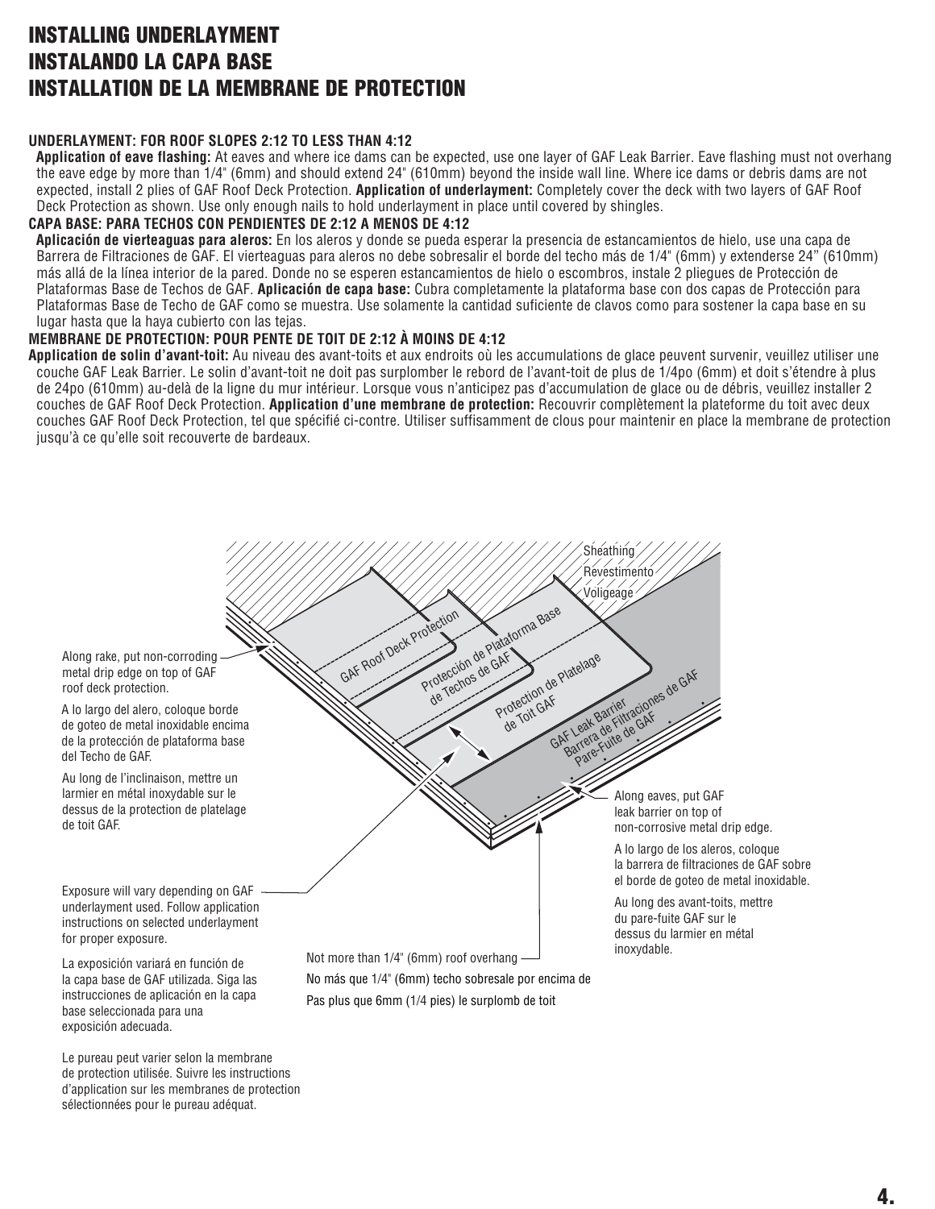# INSTALLING UNDERLAYMENT
# INSTALANDO LA CAPA BASE
# INSTALLATION DE LA MEMBRANE DE PROTECTION

**UNDERLAYMENT: FOR ROOF SLOPES 2:12 TO LESS THAN 4:12**

**Application of eave flashing:** At eaves and where ice dams can be expected, use one layer of GAF Leak Barrier. Eave flashing must not overhang the eave edge by more than 1/4" (6mm) and should extend 24" (610mm) beyond the inside wall line. Where ice dams or debris dams are not expected, install 2 plies of GAF Roof Deck Protection. **Application of underlayment:** Completely cover the deck with two layers of GAF Roof Deck Protection as shown. Use only enough nails to hold underlayment in place until covered by shingles.

**CAPA BASE: PARA TECHOS CON PENDIENTES DE 2:12 A MENOS DE 4:12**

**Aplicación de vierteaguas para aleros:** En los aleros y donde se pueda esperar la presencia de estancamientos de hielo, use una capa de Barrera de Filtraciones de GAF. El vierteaguas para aleros no debe sobresalir el borde del techo más de 1/4" (6mm) y extenderse 24" (610mm) más allá de la línea interior de la pared. Donde no se esperen estancamientos de hielo o escombros, instale 2 pliegues de Protección de Plataformas Base de Techos de GAF. **Aplicación de capa base:** Cubra completamente la plataforma base con dos capas de Protección para Plataformas Base de Techo de GAF como se muestra. Use solamente la cantidad suficiente de clavos como para sostener la capa base en su lugar hasta que la haya cubierto con las tejas.

**MEMBRANE DE PROTECTION: POUR PENTE DE TOIT DE 2:12 À MOINS DE 4:12**

**Application de solin d'avant-toit:** Au niveau des avant-toits et aux endroits où les accumulations de glace peuvent survenir, veuillez utiliser une couche GAF Leak Barrier. Le solin d'avant-toit ne doit pas surplomber le rebord de l'avant-toit de plus de 1/4po (6mm) et doit s'étendre à plus de 24po (610mm) au-delà de la ligne du mur intérieur. Lorsque vous n'anticipez pas d'accumulation de glace ou de débris, veuillez installer 2 couches de GAF Roof Deck Protection. **Application d'une membrane de protection:** Recouvrir complètement la plateforme du toit avec deux couches GAF Roof Deck Protection, tel que spécifié ci-contre. Utiliser suffisamment de clous pour maintenir en place la membrane de protection jusqu'à ce qu'elle soit recouverte de bardeaux.

Sheathing / Revestimento / Voligeage

GAF Roof Deck Protection / Protección de Plataforma Base de Techos de GAF / Protection de Platelage de Toit GAF

GAF Leak Barrier / Barrera de Filtraciones de GAF / Pare-Fuite de GAF

Along rake, put non-corroding metal drip edge on top of GAF roof deck protection.

A lo largo del alero, coloque borde de goteo de metal inoxidable encima de la protección de plataforma base del Techo de GAF.

Au long de l'inclinaison, mettre un larmier en métal inoxydable sur le dessus de la protection de platelage de toit GAF.

Along eaves, put GAF leak barrier on top of non-corrosive metal drip edge.

A lo largo de los aleros, coloque la barrera de filtraciones de GAF sobre el borde de goteo de metal inoxidable.

Au long des avant-toits, mettre du pare-fuite GAF sur le dessus du larmier en métal inoxydable.

Exposure will vary depending on GAF underlayment used. Follow application instructions on selected underlayment for proper exposure.

La exposición variará en función de la capa base de GAF utilizada. Siga las instrucciones de aplicación en la capa base seleccionada para una exposición adecuada.

Le pureau peut varier selon la membrane de protection utilisée. Suivre les instructions d'application sur les membranes de protection sélectionnées pour le pureau adéquat.

Not more than 1/4" (6mm) roof overhang

No más que 1/4" (6mm) techo sobresale por encima de

Pas plus que 6mm (1/4 pies) le surplomb de toit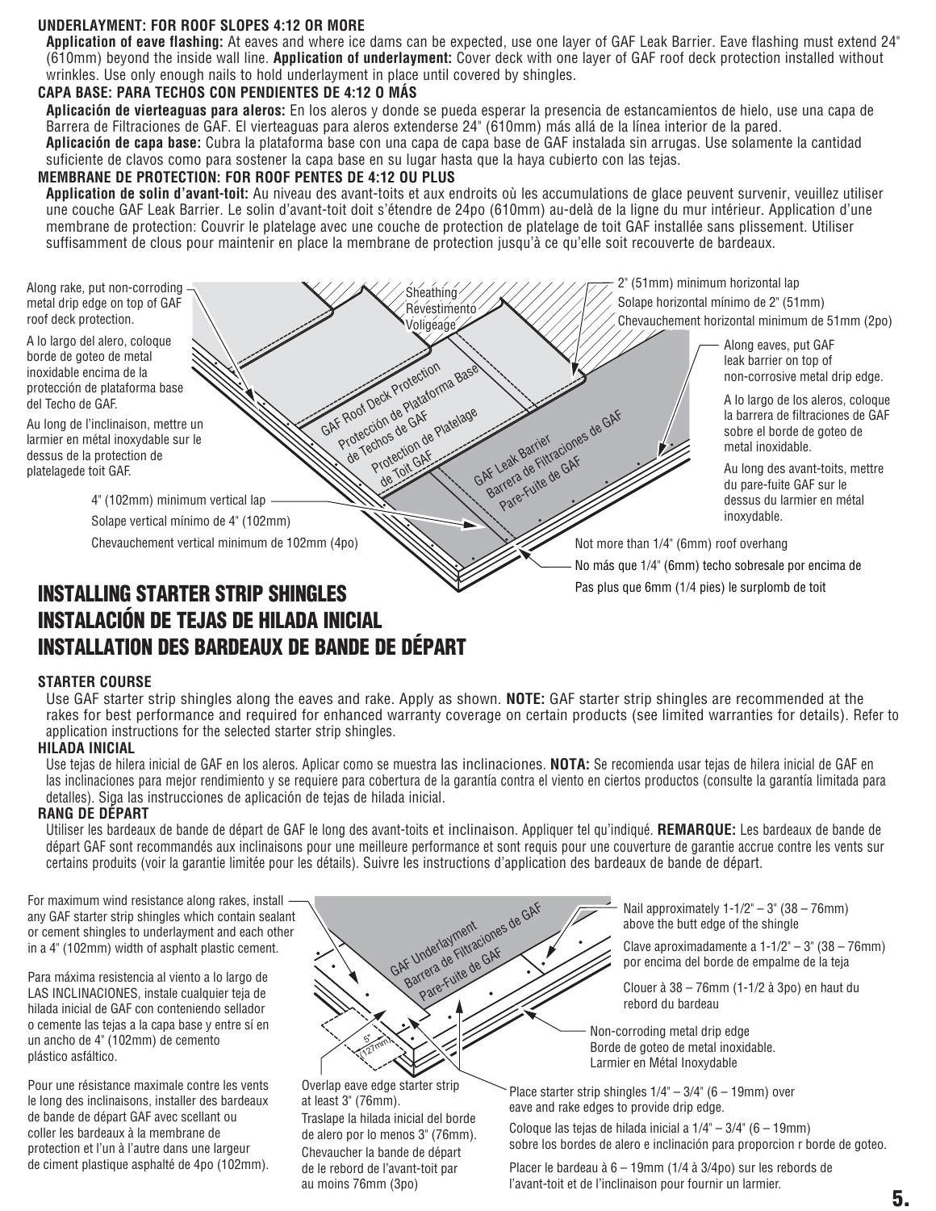**UNDERLAYMENT: FOR ROOF SLOPES 4:12 OR MORE**

**Application of eave flashing:** At eaves and where ice dams can be expected, use one layer of GAF Leak Barrier. Eave flashing must extend 24" (610mm) beyond the inside wall line. **Application of underlayment:** Cover deck with one layer of GAF roof deck protection installed without wrinkles. Use only enough nails to hold underlayment in place until covered by shingles.

**CAPA BASE: PARA TECHOS CON PENDIENTES DE 4:12 O MÁS**

**Aplicación de vierteaguas para aleros:** En los aleros y donde se pueda esperar la presencia de estancamientos de hielo, use una capa de Barrera de Filtraciones de GAF. El vierteaguas para aleros extenderse 24" (610mm) más allá de la línea interior de la pared.
**Aplicación de capa base:** Cubra la plataforma base con una capa de capa base de GAF instalada sin arrugas. Use solamente la cantidad suficiente de clavos como para sostener la capa base en su lugar hasta que la haya cubierto con las tejas.

**MEMBRANE DE PROTECTION: FOR ROOF PENTES DE 4:12 OU PLUS**

**Application de solin d'avant-toit:** Au niveau des avant-toits et aux endroits où les accumulations de glace peuvent survenir, veuillez utiliser une couche GAF Leak Barrier. Le solin d'avant-toit doit s'étendre de 24po (610mm) au-delà de la ligne du mur intérieur. Application d'une membrane de protection: Couvrir le platelage avec une couche de protection de platelage de toit GAF installée sans plissement. Utiliser suffisamment de clous pour maintenir en place la membrane de protection jusqu'à ce qu'elle soit recouverte de bardeaux.

Along rake, put non-corroding metal drip edge on top of GAF roof deck protection.

A lo largo del alero, coloque borde de goteo de metal inoxidable encima de la protección de plataforma base del Techo de GAF.

Au long de l'inclinaison, mettre un larmier en métal inoxydable sur le dessus de la protection de platelagede toit GAF.

Sheathing / Revestimento / Volígeage

GAF Roof Deck Protection / Protección de Plataforma Base de Techos de GAF / Protection de Platelage de Toit GAF

GAF Leak Barrier / Barrera de Filtraciones de GAF / Pare-Fuite de GAF

2" (51mm) minimum horizontal lap
Solape horizontal mínimo de 2" (51mm)
Chevauchement horizontal minimum de 51mm (2po)

Along eaves, put GAF leak barrier on top of non-corrosive metal drip edge.

A lo largo de los aleros, coloque la barrera de filtraciones de GAF sobre el borde de goteo de metal inoxidable.

Au long des avant-toits, mettre du pare-fuite GAF sur le dessus du larmier en métal inoxydable.

4" (102mm) minimum vertical lap
Solape vertical mínimo de 4" (102mm)
Chevauchement vertical minimum de 102mm (4po)

Not more than 1/4" (6mm) roof overhang
No más que 1/4" (6mm) techo sobresale por encima de
Pas plus que 6mm (1/4 pies) le surplomb de toit

# INSTALLING STARTER STRIP SHINGLES
# INSTALACIÓN DE TEJAS DE HILADA INICIAL
# INSTALLATION DES BARDEAUX DE BANDE DE DÉPART

**STARTER COURSE**

Use GAF starter strip shingles along the eaves and rake. Apply as shown. **NOTE:** GAF starter strip shingles are recommended at the rakes for best performance and required for enhanced warranty coverage on certain products (see limited warranties for details). Refer to application instructions for the selected starter strip shingles.

**HILADA INICIAL**

Use tejas de hilera inicial de GAF en los aleros. Aplicar como se muestra las inclinaciones. **NOTA:** Se recomienda usar tejas de hilera inicial de GAF en las inclinaciones para mejor rendimiento y se requiere para cobertura de la garantía contra el viento en ciertos productos (consulte la garantía limitada para detalles). Siga las instrucciones de aplicación de tejas de hilada inicial.

**RANG DE DÉPART**

Utiliser les bardeaux de bande de départ de GAF le long des avant-toits et inclinaison. Appliquer tel qu'indiqué. **REMARQUE:** Les bardeaux de bande de départ GAF sont recommandés aux inclinaisons pour une meilleure performance et sont requis pour une couverture de garantie accrue contre les vents sur certains produits (voir la garantie limitée pour les détails). Suivre les instructions d'application des bardeaux de bande de départ.

For maximum wind resistance along rakes, install any GAF starter strip shingles which contain sealant or cement shingles to underlayment and each other in a 4" (102mm) width of asphalt plastic cement.

Para máxima resistencia al viento a lo largo de LAS INCLINACIONES, instale cualquier teja de hilada inicial de GAF con conteniendo sellador o cemente las tejas a la capa base y entre sí en un ancho de 4" (102mm) de cemento plástico asfáltico.

Pour une résistance maximale contre les vents le long des inclinaisons, installer des bardeaux de bande de départ GAF avec scellant ou coller les bardeaux à la membrane de protection et l'un à l'autre dans une largeur de ciment plastique asphalté de 4po (102mm).

GAF Underlayment / Barrera de Filtraciones de GAF / Pare-Fuite de GAF

5" (127mm)

Overlap eave edge starter strip at least 3" (76mm).
Traslape la hilada inicial del borde de alero por lo menos 3" (76mm).
Chevaucher la bande de départ de le rebord de l'avant-toit par au moins 76mm (3po)

Nail approximately 1-1/2" – 3" (38 – 76mm) above the butt edge of the shingle

Clave aproximadamente a 1-1/2" – 3" (38 – 76mm) por encima del borde de empalme de la teja

Clouer à 38 – 76mm (1-1/2 à 3po) en haut du rebord du bardeau

Non-corroding metal drip edge
Borde de goteo de metal inoxidable.
Larmier en Métal Inoxydable

Place starter strip shingles 1/4" – 3/4" (6 – 19mm) over eave and rake edges to provide drip edge.

Coloque las tejas de hilada inicial a 1/4" – 3/4" (6 – 19mm) sobre los bordes de alero e inclinación para proporcion r borde de goteo.

Placer le bardeau à 6 – 19mm (1/4 à 3/4po) sur les rebords de l'avant-toit et de l'inclinaison pour fournir un larmier.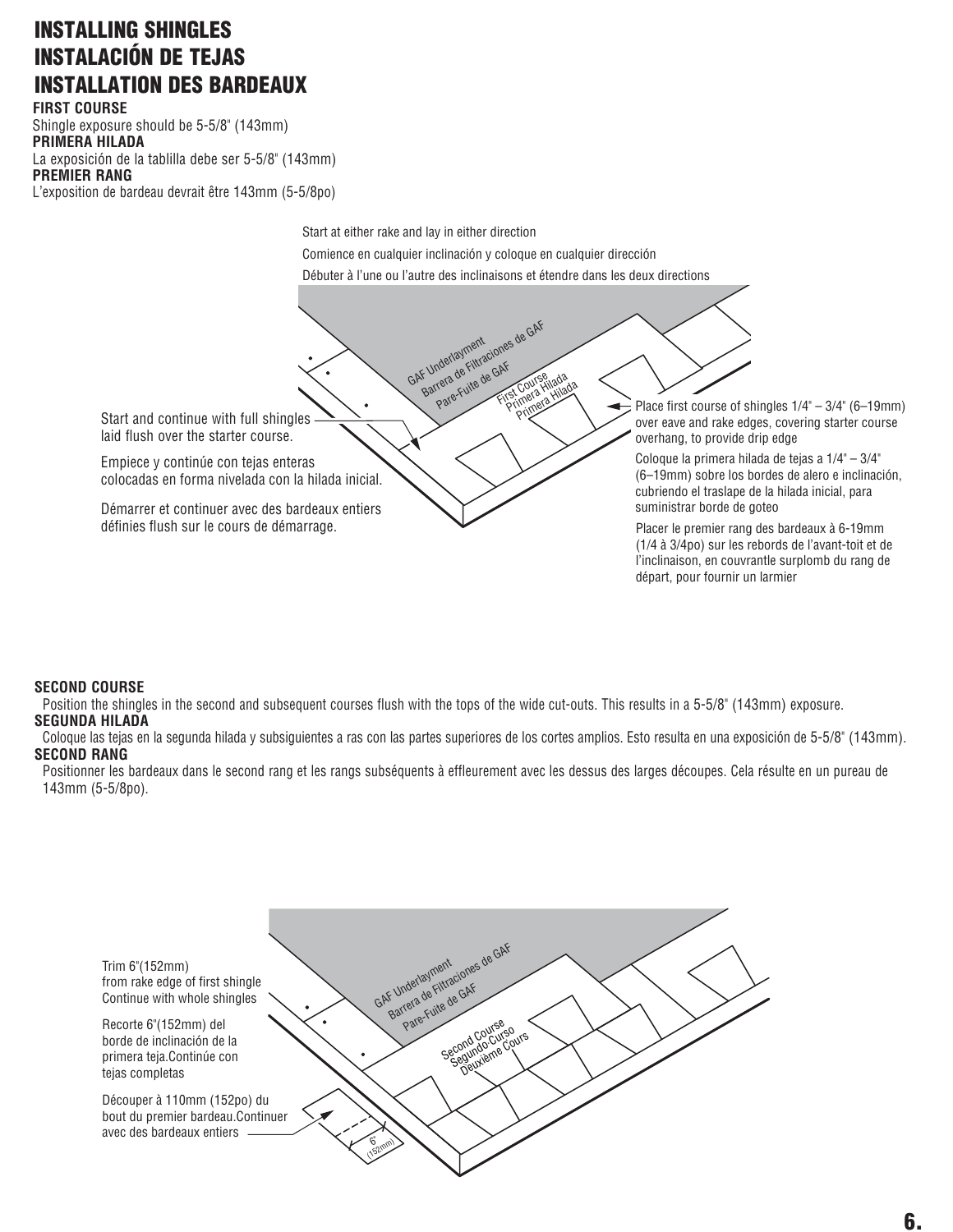# INSTALLING SHINGLES
# INSTALACIÓN DE TEJAS
# INSTALLATION DES BARDEAUX

**FIRST COURSE**

Shingle exposure should be 5-5/8" (143mm)

**PRIMERA HILADA**

La exposición de la tablilla debe ser 5-5/8" (143mm)

**PREMIER RANG**

L'exposition de bardeau devrait être 143mm (5-5/8po)

Start at either rake and lay in either direction

Comience en cualquier inclinación y coloque en cualquier dirección

Débuter à l'une ou l'autre des inclinaisons et étendre dans les deux directions

GAF Underlayment
Barrera de Filtraciones de GAF
Pare-Fuite de GAF

First Course
Primera Hilada
Primera Hilada

Start and continue with full shingles laid flush over the starter course.

Empiece y continúe con tejas enteras colocadas en forma nivelada con la hilada inicial.

Démarrer et continuer avec des bardeaux entiers définies flush sur le cours de démarrage.

Place first course of shingles 1/4" – 3/4" (6–19mm) over eave and rake edges, covering starter course overhang, to provide drip edge

Coloque la primera hilada de tejas a 1/4" – 3/4" (6–19mm) sobre los bordes de alero e inclinación, cubriendo el traslape de la hilada inicial, para suministrar borde de goteo

Placer le premier rang des bardeaux à 6-19mm (1/4 à 3/4po) sur les rebords de l'avant-toit et de l'inclinaison, en couvrantle surplomb du rang de départ, pour fournir un larmier

**SECOND COURSE**

Position the shingles in the second and subsequent courses flush with the tops of the wide cut-outs. This results in a 5-5/8" (143mm) exposure.

**SEGUNDA HILADA**

Coloque las tejas en la segunda hilada y subsiguientes a ras con las partes superiores de los cortes amplios. Esto resulta en una exposición de 5-5/8" (143mm).

**SECOND RANG**

Positionner les bardeaux dans le second rang et les rangs subséquents à effleurement avec les dessus des larges découpes. Cela résulte en un pureau de 143mm (5-5/8po).

GAF Underlayment
Barrera de Filtraciones de GAF
Pare-Fuite de GAF

Second Course
Segundo Curso
Deuxième Cours

Trim 6"(152mm) from rake edge of first shingle Continue with whole shingles

Recorte 6"(152mm) del borde de inclinación de la primera teja.Continúe con tejas completas

Découper à 110mm (152po) du bout du premier bardeau.Continuer avec des bardeaux entiers

6" (152mm)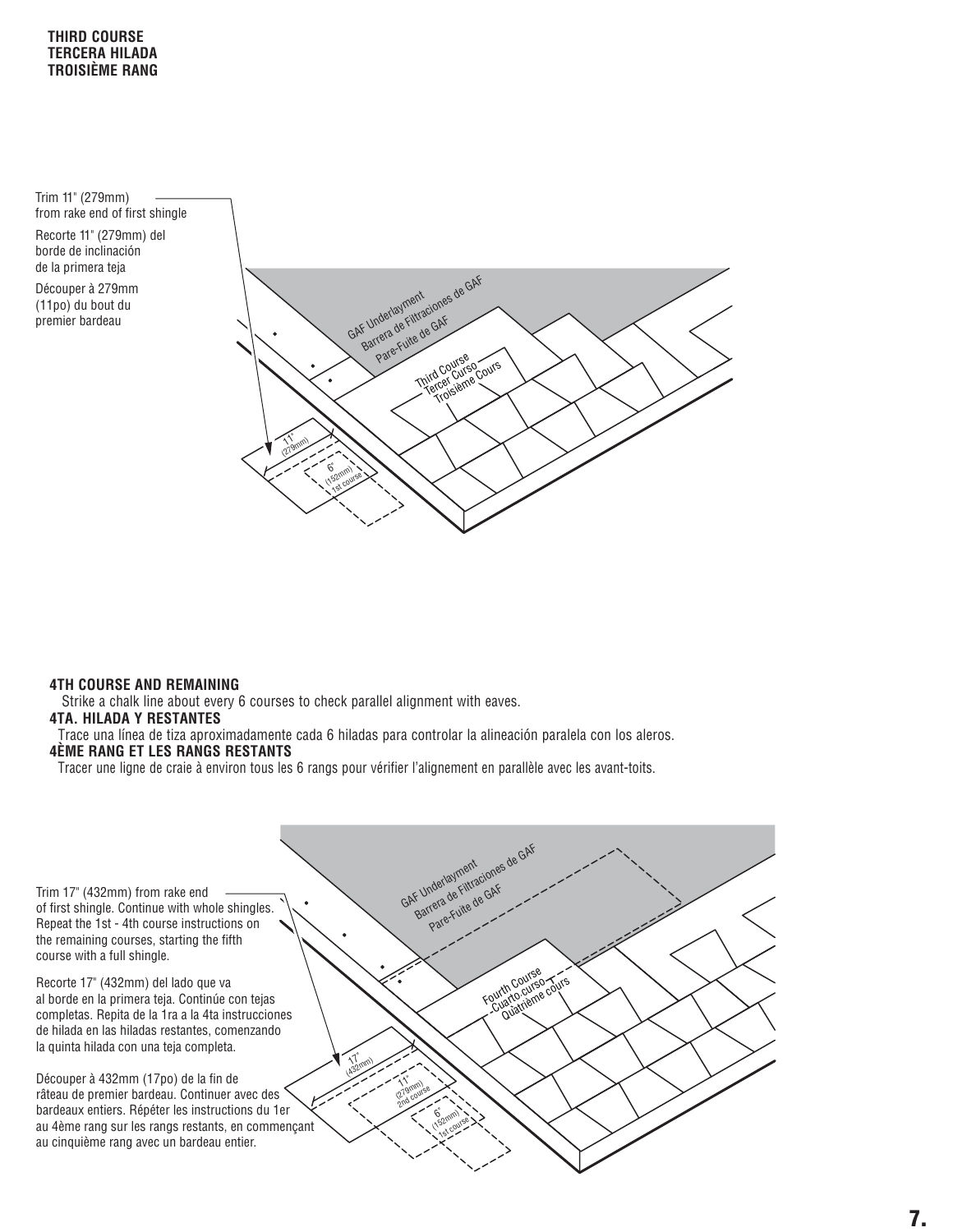**THIRD COURSE**
**TERCERA HILADA**
**TROISIÈME RANG**

Trim 11" (279mm) from rake end of first shingle

Recorte 11" (279mm) del borde de inclinación de la primera teja

Découper à 279mm (11po) du bout du premier bardeau

GAF Underlayment
Barrera de Filtraciones de GAF
Pare-Fuite de GAF

Third Course
Tercer Curso
Troisième Cours

11" (279mm)

6" (152mm) 1st course

### 4TH COURSE AND REMAINING

Strike a chalk line about every 6 courses to check parallel alignment with eaves.

### 4TA. HILADA Y RESTANTES

Trace una línea de tiza aproximadamente cada 6 hiladas para controlar la alineación paralela con los aleros.

### 4ÈME RANG ET LES RANGS RESTANTS

Tracer une ligne de craie à environ tous les 6 rangs pour vérifier l'alignement en parallèle avec les avant-toits.

Trim 17" (432mm) from rake end of first shingle. Continue with whole shingles. Repeat the 1st - 4th course instructions on the remaining courses, starting the fifth course with a full shingle.

Recorte 17" (432mm) del lado que va al borde en la primera teja. Continúe con tejas completas. Repita de la 1ra a la 4ta instrucciones de hilada en las hiladas restantes, comenzando la quinta hilada con una teja completa.

Découper à 432mm (17po) de la fin de râteau de premier bardeau. Continuer avec des bardeaux entiers. Répéter les instructions du 1er au 4ème rang sur les rangs restants, en commençant au cinquième rang avec un bardeau entier.

GAF Underlayment
Barrera de Filtraciones de GAF
Pare-Fuite de GAF

Fourth Course
Cuarto curso
Quatrième cours

17" (432mm)

11" (279mm) 2nd course

6" (152mm) 1st course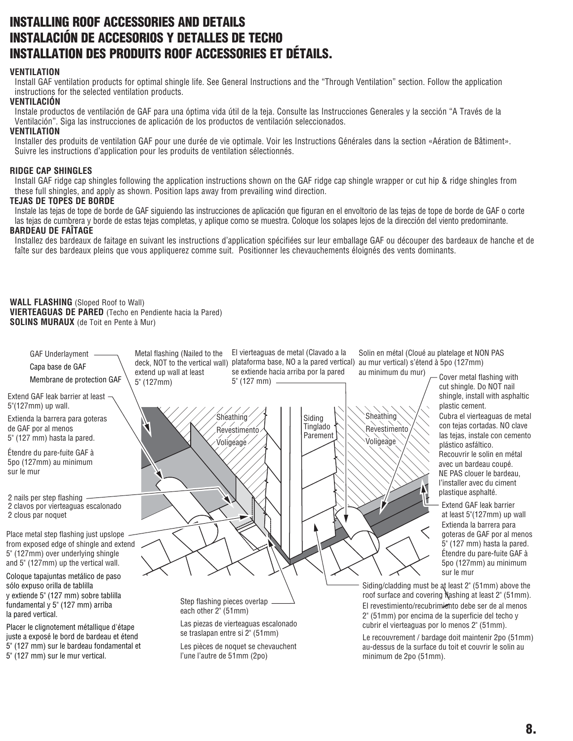# INSTALLING ROOF ACCESSORIES AND DETAILS
# INSTALACIÓN DE ACCESORIOS Y DETALLES DE TECHO
# INSTALLATION DES PRODUITS ROOF ACCESSORIES ET DÉTAILS.

**VENTILATION**

Install GAF ventilation products for optimal shingle life. See General Instructions and the "Through Ventilation" section. Follow the application instructions for the selected ventilation products.

**VENTILACIÓN**

Instale productos de ventilación de GAF para una óptima vida útil de la teja. Consulte las Instrucciones Generales y la sección "A Través de la Ventilación". Siga las instrucciones de aplicación de los productos de ventilación seleccionados.

**VENTILATION**

Installer des produits de ventilation GAF pour une durée de vie optimale. Voir les Instructions Générales dans la section «Aération de Bâtiment». Suivre les instructions d'application pour les produits de ventilation sélectionnés.

**RIDGE CAP SHINGLES**

Install GAF ridge cap shingles following the application instructions shown on the GAF ridge cap shingle wrapper or cut hip & ridge shingles from these full shingles, and apply as shown. Position laps away from prevailing wind direction.

**TEJAS DE TOPES DE BORDE**

Instale las tejas de tope de borde de GAF siguiendo las instrucciones de aplicación que figuran en el envoltorio de las tejas de tope de borde de GAF o corte las tejas de cumbrera y borde de estas tejas completas, y aplique como se muestra. Coloque los solapes lejos de la dirección del viento predominante.

**BARDEAU DE FAÎTAGE**

Installez des bardeaux de faitage en suivant les instructions d'application spécifiées sur leur emballage GAF ou découper des bardeaux de hanche et de faîte sur des bardeaux pleins que vous appliquerez comme suit. Positionner les chevauchements éloignés des vents dominants.

**WALL FLASHING** (Sloped Roof to Wall)
**VIERTEAGUAS DE PARED** (Techo en Pendiente hacia la Pared)
**SOLINS MURAUX** (de Toit en Pente à Mur)

GAF Underlayment
Capa base de GAF
Membrane de protection GAF

Metal flashing (Nailed to the deck, NOT to the vertical wall) extend up wall at least 5" (127mm)

El vierteaguas de metal (Clavado a la plataforma base, NO a la pared vertical) se extiende hacia arriba por la pared 5" (127 mm)

Solin en métal (Cloué au platelage et NON PAS au mur vertical) s'étend à 5po (127mm) au minimum du mur)

Extend GAF leak barrier at least 5"(127mm) up wall.
Extienda la barrera para goteras de GAF por al menos 5" (127 mm) hasta la pared.
Étendre du pare-fuite GAF à 5po (127mm) au minimum sur le mur

Sheathing / Revestimento / Voligeage

Siding / Tinglado / Parement

Sheathing / Revestimento / Voligeage

Cover metal flashing with cut shingle. Do NOT nail shingle, install with asphaltic plastic cement.
Cubra el vierteaguas de metal con tejas cortadas. NO clave las tejas, instale con cemento plástico asfáltico.
Recouvrir le solin en métal avec un bardeau coupé. NE PAS clouer le bardeau, l'installer avec du ciment plastique asphalté.

2 nails per step flashing
2 clavos por vierteaguas escalonado
2 clous par noquet

Extend GAF leak barrier at least 5"(127mm) up wall
Extienda la barrera para goteras de GAF por al menos 5" (127 mm) hasta la pared.
Étendre du pare-fuite GAF à 5po (127mm) au minimum sur le mur

Place metal step flashing just upslope from exposed edge of shingle and extend 5" (127mm) over underlying shingle and 5" (127mm) up the vertical wall.
Coloque tapajuntas metálico de paso sólo expuso orilla de tablilla y extiende 5" (127 mm) sobre tablilla fundamental y 5" (127 mm) arriba la pared vertical.
Placer le clignotement métallique d'étape juste a exposé le bord de bardeau et étend 5" (127 mm) sur le bardeau fondamental et 5" (127 mm) sur le mur vertical.

Step flashing pieces overlap each other 2" (51mm)
Las piezas de vierteaguas escalonado se traslapan entre si 2" (51mm)
Les pièces de noquet se chevauchent l'une l'autre de 51mm (2po)

Siding/cladding must be at least 2" (51mm) above the roof surface and covering flashing at least 2" (51mm).
El revestimiento/recubrimiento debe ser de al menos 2" (51mm) por encima de la superficie del techo y cubrir el vierteaguas por lo menos 2" (51mm).
Le recouvrement / bardage doit maintenir 2po (51mm) au-dessus de la surface du toit et couvrir le solin au minimum de 2po (51mm).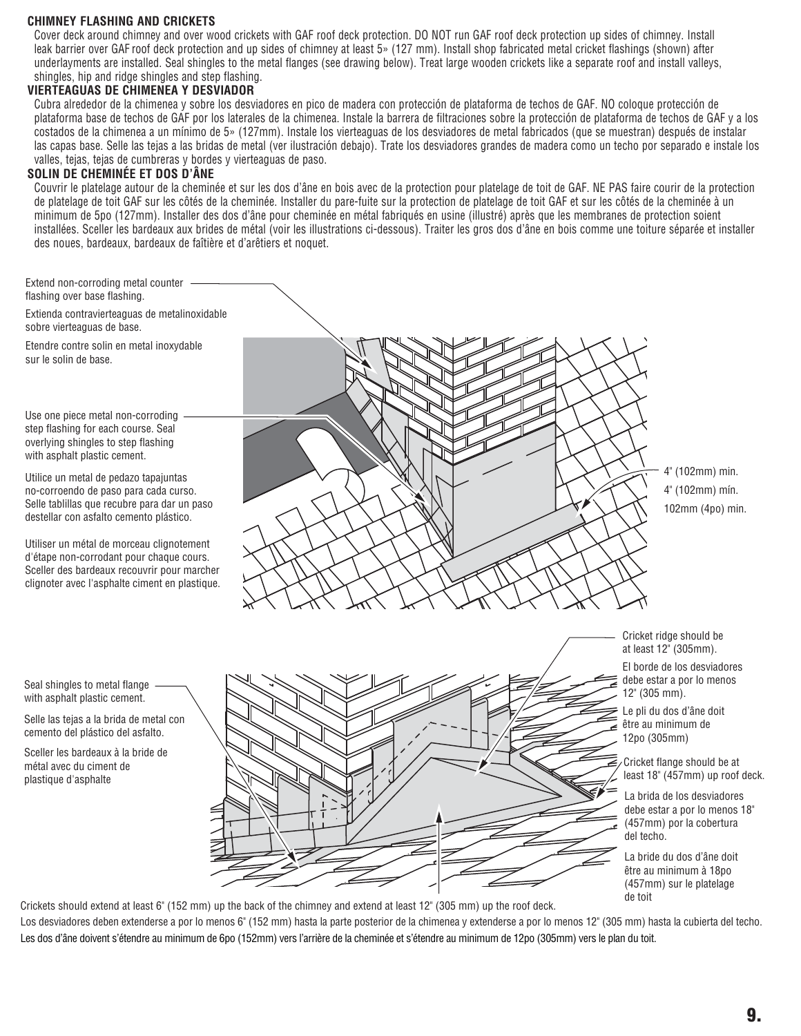## CHIMNEY FLASHING AND CRICKETS

Cover deck around chimney and over wood crickets with GAF roof deck protection. DO NOT run GAF roof deck protection up sides of chimney. Install leak barrier over GAF roof deck protection and up sides of chimney at least 5» (127 mm). Install shop fabricated metal cricket flashings (shown) after underlayments are installed. Seal shingles to the metal flanges (see drawing below). Treat large wooden crickets like a separate roof and install valleys, shingles, hip and ridge shingles and step flashing.

## VIERTEAGUAS DE CHIMENEA Y DESVIADOR

Cubra alrededor de la chimenea y sobre los desviadores en pico de madera con protección de plataforma de techos de GAF. NO coloque protección de plataforma base de techos de GAF por los laterales de la chimenea. Instale la barrera de filtraciones sobre la protección de plataforma de techos de GAF y a los costados de la chimenea a un mínimo de 5» (127mm). Instale los vierteaguas de los desviadores de metal fabricados (que se muestran) después de instalar las capas base. Selle las tejas a las bridas de metal (ver ilustración debajo). Trate los desviadores grandes de madera como un techo por separado e instale los valles, tejas, tejas de cumbreras y bordes y vierteaguas de paso.

## SOLIN DE CHEMINÉE ET DOS D'ÂNE

Couvrir le platelage autour de la cheminée et sur les dos d'âne en bois avec de la protection pour platelage de toit de GAF. NE PAS faire courir de la protection de platelage de toit GAF sur les côtés de la cheminée. Installer du pare-fuite sur la protection de platelage de toit GAF et sur les côtés de la cheminée à un minimum de 5po (127mm). Installer des dos d'âne pour cheminée en métal fabriqués en usine (illustré) après que les membranes de protection soient installées. Sceller les bardeaux aux brides de métal (voir les illustrations ci-dessous). Traiter les gros dos d'âne en bois comme une toiture séparée et installer des noues, bardeaux, bardeaux de faîtière et d'arêtiers et noquet.

Extend non-corroding metal counter flashing over base flashing.

Extienda contravierteaguas de metalinoxidable sobre vierteaguas de base.

Etendre contre solin en metal inoxydable sur le solin de base.

Use one piece metal non-corroding step flashing for each course. Seal overlying shingles to step flashing with asphalt plastic cement.

Utilice un metal de pedazo tapajuntas no-corroendo de paso para cada curso. Selle tablillas que recubre para dar un paso destellar con asfalto cemento plástico.

Utiliser un métal de morceau clignotement d'étape non-corrodant pour chaque cours. Sceller des bardeaux recouvrir pour marcher clignoter avec l'asphalte ciment en plastique.

4" (102mm) min.
4" (102mm) mín.
102mm (4po) min.

Seal shingles to metal flange with asphalt plastic cement.

Selle las tejas a la brida de metal con cemento del plástico del asfalto.

Sceller les bardeaux à la bride de métal avec du ciment de plastique d'asphalte

Cricket ridge should be at least 12" (305mm).

El borde de los desviadores debe estar a por lo menos 12" (305 mm).

Le pli du dos d'âne doit être au minimum de 12po (305mm)

Cricket flange should be at least 18" (457mm) up roof deck.

La brida de los desviadores debe estar a por lo menos 18" (457mm) por la cobertura del techo.

La bride du dos d'âne doit être au minimum à 18po (457mm) sur le platelage de toit

Crickets should extend at least 6" (152 mm) up the back of the chimney and extend at least 12" (305 mm) up the roof deck.

Los desviadores deben extenderse a por lo menos 6" (152 mm) hasta la parte posterior de la chimenea y extenderse a por lo menos 12" (305 mm) hasta la cubierta del techo.

Les dos d'âne doivent s'étendre au minimum de 6po (152mm) vers l'arrière de la cheminée et s'étendre au minimum de 12po (305mm) vers le plan du toit.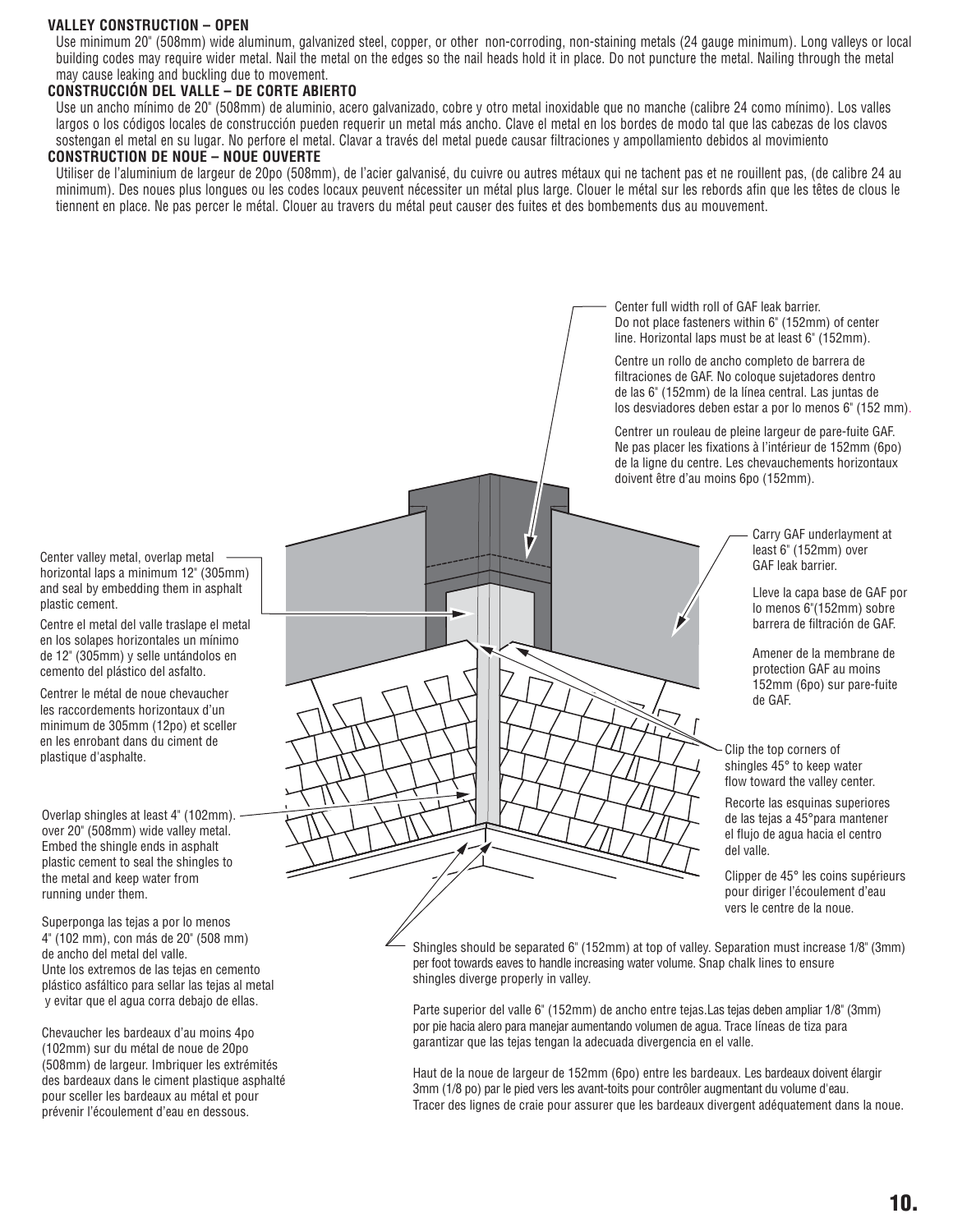### VALLEY CONSTRUCTION – OPEN

Use minimum 20" (508mm) wide aluminum, galvanized steel, copper, or other non-corroding, non-staining metals (24 gauge minimum). Long valleys or local building codes may require wider metal. Nail the metal on the edges so the nail heads hold it in place. Do not puncture the metal. Nailing through the metal may cause leaking and buckling due to movement.

### CONSTRUCCIÓN DEL VALLE – DE CORTE ABIERTO

Use un ancho mínimo de 20" (508mm) de aluminio, acero galvanizado, cobre y otro metal inoxidable que no manche (calibre 24 como mínimo). Los valles largos o los códigos locales de construcción pueden requerir un metal más ancho. Clave el metal en los bordes de modo tal que las cabezas de los clavos sostengan el metal en su lugar. No perfore el metal. Clavar a través del metal puede causar filtraciones y ampollamiento debidos al movimiento

### CONSTRUCTION DE NOUE – NOUE OUVERTE

Utiliser de l'aluminium de largeur de 20po (508mm), de l'acier galvanisé, du cuivre ou autres métaux qui ne tachent pas et ne rouillent pas, (de calibre 24 au minimum). Des noues plus longues ou les codes locaux peuvent nécessiter un métal plus large. Clouer le métal sur les rebords afin que les têtes de clous le tiennent en place. Ne pas percer le métal. Clouer au travers du métal peut causer des fuites et des bombements dus au mouvement.

Center full width roll of GAF leak barrier. Do not place fasteners within 6" (152mm) of center line. Horizontal laps must be at least 6" (152mm).

Centre un rollo de ancho completo de barrera de filtraciones de GAF. No coloque sujetadores dentro de las 6" (152mm) de la línea central. Las juntas de los desviadores deben estar a por lo menos 6" (152 mm).

Centrer un rouleau de pleine largeur de pare-fuite GAF. Ne pas placer les fixations à l'intérieur de 152mm (6po) de la ligne du centre. Les chevauchements horizontaux doivent être d'au moins 6po (152mm).

Center valley metal, overlap metal horizontal laps a minimum 12" (305mm) and seal by embedding them in asphalt plastic cement.

Centre el metal del valle traslape el metal en los solapes horizontales un mínimo de 12" (305mm) y selle untándolos en cemento del plástico del asfalto.

Centrer le métal de noue chevaucher les raccordements horizontaux d'un minimum de 305mm (12po) et sceller en les enrobant dans du ciment de plastique d'asphalte.

Carry GAF underlayment at least 6" (152mm) over GAF leak barrier.

Lleve la capa base de GAF por lo menos 6"(152mm) sobre barrera de filtración de GAF.

Amener de la membrane de protection GAF au moins 152mm (6po) sur pare-fuite de GAF.

Clip the top corners of shingles 45° to keep water flow toward the valley center.

Recorte las esquinas superiores de las tejas a 45°para mantener el flujo de agua hacia el centro del valle.

Clipper de 45° les coins supérieurs pour diriger l'écoulement d'eau vers le centre de la noue.

Overlap shingles at least 4" (102mm). over 20" (508mm) wide valley metal. Embed the shingle ends in asphalt plastic cement to seal the shingles to the metal and keep water from running under them.

Superponga las tejas a por lo menos 4" (102 mm), con más de 20" (508 mm) de ancho del metal del valle. Unte los extremos de las tejas en cemento plástico asfáltico para sellar las tejas al metal y evitar que el agua corra debajo de ellas.

Chevaucher les bardeaux d'au moins 4po (102mm) sur du métal de noue de 20po (508mm) de largeur. Imbriquer les extrémités des bardeaux dans le ciment plastique asphalté pour sceller les bardeaux au métal et pour prévenir l'écoulement d'eau en dessous.

Shingles should be separated 6" (152mm) at top of valley. Separation must increase 1/8" (3mm) per foot towards eaves to handle increasing water volume. Snap chalk lines to ensure shingles diverge properly in valley.

Parte superior del valle 6" (152mm) de ancho entre tejas.Las tejas deben ampliar 1/8" (3mm) por pie hacia alero para manejar aumentando volumen de agua. Trace líneas de tiza para garantizar que las tejas tengan la adecuada divergencia en el valle.

Haut de la noue de largeur de 152mm (6po) entre les bardeaux. Les bardeaux doivent élargir 3mm (1/8 po) par le pied vers les avant-toits pour contrôler augmentant du volume d'eau. Tracer des lignes de craie pour assurer que les bardeaux divergent adéquatement dans la noue.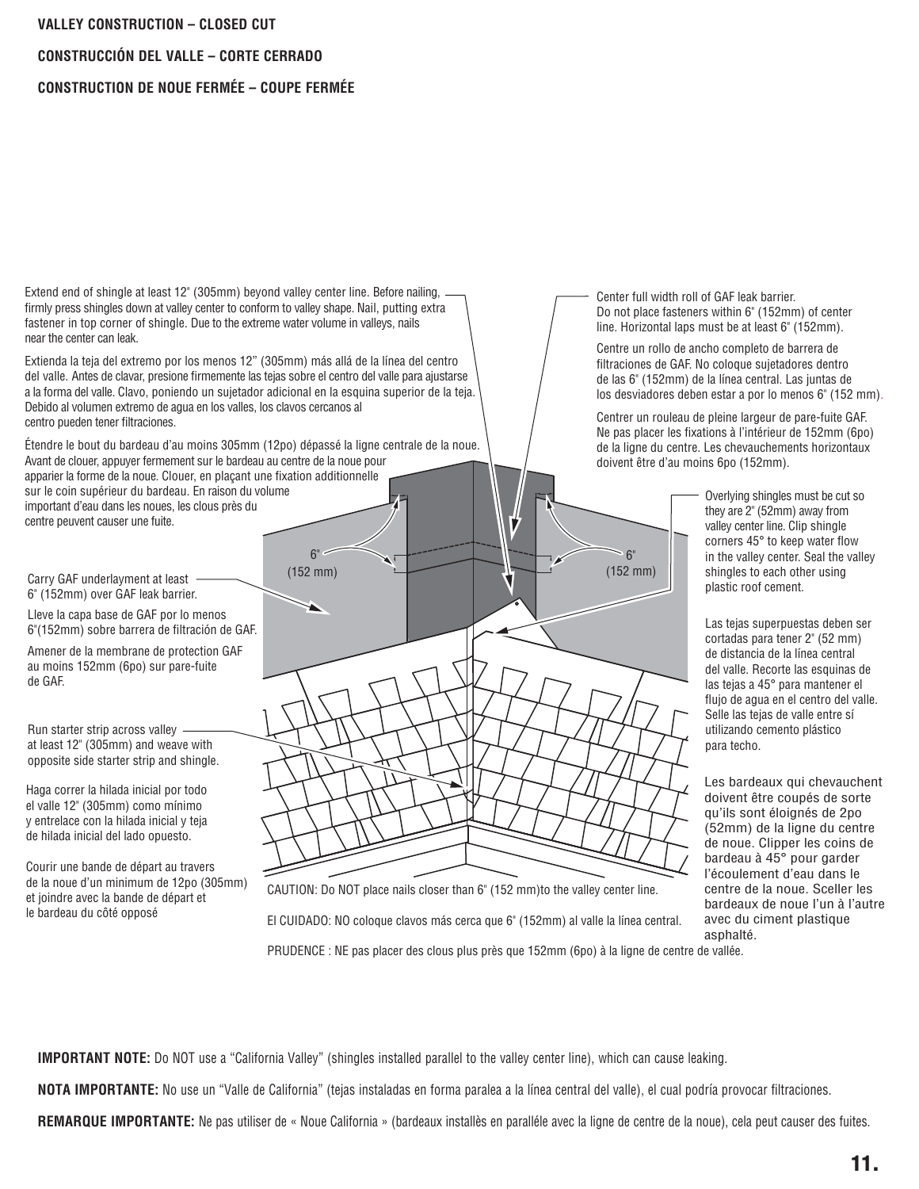## VALLEY CONSTRUCTION – CLOSED CUT

## CONSTRUCCIÓN DEL VALLE – CORTE CERRADO

## CONSTRUCTION DE NOUE FERMÉE – COUPE FERMÉE

Extend end of shingle at least 12" (305mm) beyond valley center line. Before nailing, firmly press shingles down at valley center to conform to valley shape. Nail, putting extra fastener in top corner of shingle. Due to the extreme water volume in valleys, nails near the center can leak.

Extienda la teja del extremo por los menos 12" (305mm) más allá de la línea del centro del valle. Antes de clavar, presione firmemente las tejas sobre el centro del valle para ajustarse a la forma del valle. Clavo, poniendo un sujetador adicional en la esquina superior de la teja. Debido al volumen extremo de agua en los valles, los clavos cercanos al centro pueden tener filtraciones.

Étendre le bout du bardeau d'au moins 305mm (12po) dépassé la ligne centrale de la noue. Avant de clouer, appuyer fermement sur le bardeau au centre de la noue pour apparier la forme de la noue. Clouer, en plaçant une fixation additionnelle sur le coin supérieur du bardeau. En raison du volume important d'eau dans les noues, les clous près du centre peuvent causer une fuite.

Center full width roll of GAF leak barrier. Do not place fasteners within 6" (152mm) of center line. Horizontal laps must be at least 6" (152mm).

Centre un rollo de ancho completo de barrera de filtraciones de GAF. No coloque sujetadores dentro de las 6" (152mm) de la línea central. Las juntas de los desviadores deben estar a por lo menos 6" (152 mm).

Centrer un rouleau de pleine largeur de pare-fuite GAF. Ne pas placer les fixations à l'intérieur de 152mm (6po) de la ligne du centre. Les chevauchements horizontaux doivent être d'au moins 6po (152mm).

6" (152 mm)

6" (152 mm)

Overlying shingles must be cut so they are 2" (52mm) away from valley center line. Clip shingle corners 45° to keep water flow in the valley center. Seal the valley shingles to each other using plastic roof cement.

Las tejas superpuestas deben ser cortadas para tener 2" (52 mm) de distancia de la línea central del valle. Recorte las esquinas de las tejas a 45° para mantener el flujo de agua en el centro del valle. Selle las tejas de valle entre sí utilizando cemento plástico para techo.

Les bardeaux qui chevauchent doivent être coupés de sorte qu'ils sont éloignés de 2po (52mm) de la ligne du centre de noue. Clipper les coins de bardeau à 45° pour garder l'écoulement d'eau dans le centre de la noue. Sceller les bardeaux de noue l'un à l'autre avec du ciment plastique asphalté.

Carry GAF underlayment at least 6" (152mm) over GAF leak barrier.

Lleve la capa base de GAF por lo menos 6"(152mm) sobre barrera de filtración de GAF.

Amener de la membrane de protection GAF au moins 152mm (6po) sur pare-fuite de GAF.

Run starter strip across valley at least 12" (305mm) and weave with opposite side starter strip and shingle.

Haga correr la hilada inicial por todo el valle 12" (305mm) como mínimo y entrelace con la hilada inicial y teja de hilada inicial del lado opuesto.

Courir une bande de départ au travers de la noue d'un minimum de 12po (305mm) et joindre avec la bande de départ et le bardeau du côté opposé

CAUTION: Do NOT place nails closer than 6" (152 mm)to the valley center line.

El CUIDADO: NO coloque clavos más cerca que 6" (152mm) al valle la línea central.

PRUDENCE : NE pas placer des clous plus près que 152mm (6po) à la ligne de centre de vallée.

**IMPORTANT NOTE:** Do NOT use a "California Valley" (shingles installed parallel to the valley center line), which can cause leaking.

**NOTA IMPORTANTE:** No use un "Valle de California" (tejas instaladas en forma paralea a la línea central del valle), el cual podría provocar filtraciones.

**REMARQUE IMPORTANTE:** Ne pas utiliser de « Noue California » (bardeaux installès en paralléle avec la ligne de centre de la noue), cela peut causer des fuites.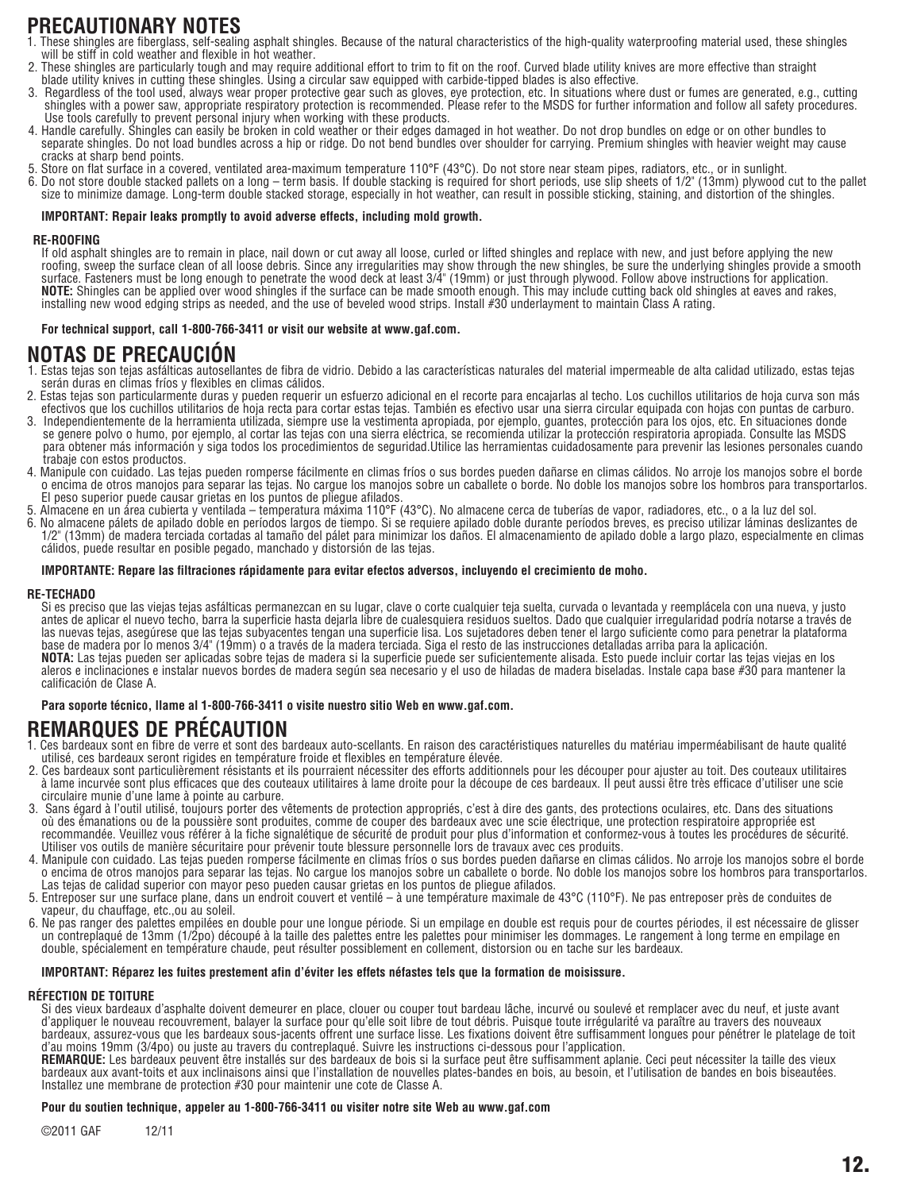# PRECAUTIONARY NOTES

1. These shingles are fiberglass, self-sealing asphalt shingles. Because of the natural characteristics of the high-quality waterproofing material used, these shingles will be stiff in cold weather and flexible in hot weather.
2. These shingles are particularly tough and may require additional effort to trim to fit on the roof. Curved blade utility knives are more effective than straight blade utility knives in cutting these shingles. Using a circular saw equipped with carbide-tipped blades is also effective.
3. Regardless of the tool used, always wear proper protective gear such as gloves, eye protection, etc. In situations where dust or fumes are generated, e.g., cutting shingles with a power saw, appropriate respiratory protection is recommended. Please refer to the MSDS for further information and follow all safety procedures. Use tools carefully to prevent personal injury when working with these products.
4. Handle carefully. Shingles can easily be broken in cold weather or their edges damaged in hot weather. Do not drop bundles on edge or on other bundles to separate shingles. Do not load bundles across a hip or ridge. Do not bend bundles over shoulder for carrying. Premium shingles with heavier weight may cause cracks at sharp bend points.
5. Store on flat surface in a covered, ventilated area-maximum temperature 110°F (43°C). Do not store near steam pipes, radiators, etc., or in sunlight.
6. Do not store double stacked pallets on a long – term basis. If double stacking is required for short periods, use slip sheets of 1/2" (13mm) plywood cut to the pallet size to minimize damage. Long-term double stacked storage, especially in hot weather, can result in possible sticking, staining, and distortion of the shingles.

**IMPORTANT: Repair leaks promptly to avoid adverse effects, including mold growth.**

**RE-ROOFING**

If old asphalt shingles are to remain in place, nail down or cut away all loose, curled or lifted shingles and replace with new, and just before applying the new roofing, sweep the surface clean of all loose debris. Since any irregularities may show through the new shingles, be sure the underlying shingles provide a smooth surface. Fasteners must be long enough to penetrate the wood deck at least 3/4" (19mm) or just through plywood. Follow above instructions for application.
**NOTE:** Shingles can be applied over wood shingles if the surface can be made smooth enough. This may include cutting back old shingles at eaves and rakes, installing new wood edging strips as needed, and the use of beveled wood strips. Install #30 underlayment to maintain Class A rating.

**For technical support, call 1-800-766-3411 or visit our website at www.gaf.com.**

# NOTAS DE PRECAUCIÓN

1. Estas tejas son tejas asfálticas autosellantes de fibra de vidrio. Debido a las características naturales del material impermeable de alta calidad utilizado, estas tejas serán duras en climas fríos y flexibles en climas cálidos.
2. Estas tejas son particularmente duras y pueden requerir un esfuerzo adicional en el recorte para encajarlas al techo. Los cuchillos utilitarios de hoja curva son más efectivos que los cuchillos utilitarios de hoja recta para cortar estas tejas. También es efectivo usar una sierra circular equipada con hojas con puntas de carburo.
3. Independientemente de la herramienta utilizada, siempre use la vestimenta apropiada, por ejemplo, guantes, protección para los ojos, etc. En situaciones donde se genere polvo o humo, por ejemplo, al cortar las tejas con una sierra eléctrica, se recomienda utilizar la protección respiratoria apropiada. Consulte las MSDS para obtener más información y siga todos los procedimientos de seguridad.Utilice las herramientas cuidadosamente para prevenir las lesiones personales cuando trabaje con estos productos.
4. Manipule con cuidado. Las tejas pueden romperse fácilmente en climas fríos o sus bordes pueden dañarse en climas cálidos. No arroje los manojos sobre el borde o encima de otros manojos para separar las tejas. No cargue los manojos sobre un caballete o borde. No doble los manojos sobre los hombros para transportarlos. El peso superior puede causar grietas en los puntos de pliegue afilados.
5. Almacene en un área cubierta y ventilada – temperatura máxima 110°F (43°C). No almacene cerca de tuberías de vapor, radiadores, etc., o a la luz del sol.
6. No almacene pálets de apilado doble en períodos largos de tiempo. Si se requiere apilado doble durante períodos breves, es preciso utilizar láminas deslizantes de 1/2" (13mm) de madera terciada cortadas al tamaño del pálet para minimizar los daños. El almacenamiento de apilado doble a largo plazo, especialmente en climas cálidos, puede resultar en posible pegado, manchado y distorsión de las tejas.

**IMPORTANTE: Repare las filtraciones rápidamente para evitar efectos adversos, incluyendo el crecimiento de moho.**

**RE-TECHADO**

Si es preciso que las viejas tejas asfálticas permanezcan en su lugar, clave o corte cualquier teja suelta, curvada o levantada y reemplácela con una nueva, y justo antes de aplicar el nuevo techo, barra la superficie hasta dejarla libre de cualesquiera residuos sueltos. Dado que cualquier irregularidad podría notarse a través de las nuevas tejas, asegúrese que las tejas subyacentes tengan una superficie lisa. Los sujetadores deben tener el largo suficiente como para penetrar la plataforma base de madera por lo menos 3/4" (19mm) o a través de la madera terciada. Siga el resto de las instrucciones detalladas arriba para la aplicación.
**NOTA:** Las tejas pueden ser aplicadas sobre tejas de madera si la superficie puede ser suficientemente alisada. Esto puede incluir cortar las tejas viejas en los aleros e inclinaciones e instalar nuevos bordes de madera según sea necesario y el uso de hiladas de madera biseladas. Instale capa base #30 para mantener la calificación de Clase A.

**Para soporte técnico, llame al 1-800-766-3411 o visite nuestro sitio Web en www.gaf.com.**

# REMARQUES DE PRÉCAUTION

1. Ces bardeaux sont en fibre de verre et sont des bardeaux auto-scellants. En raison des caractéristiques naturelles du matériau imperméabilisant de haute qualité utilisé, ces bardeaux seront rigides en température froide et flexibles en température élevée.
2. Ces bardeaux sont particulièrement résistants et ils pourraient nécessiter des efforts additionnels pour les découper pour ajuster au toit. Des couteaux utilitaires à lame incurvée sont plus efficaces que des couteaux utilitaires à lame droite pour la découpe de ces bardeaux. Il peut aussi être très efficace d'utiliser une scie circulaire munie d'une lame à pointe au carbure.
3. Sans égard à l'outil utilisé, toujours porter des vêtements de protection appropriés, c'est à dire des gants, des protections oculaires, etc. Dans des situations où des émanations ou de la poussière sont produites, comme de couper des bardeaux avec une scie électrique, une protection respiratoire appropriée est recommandée. Veuillez vous référer à la fiche signalétique de sécurité de produit pour plus d'information et conformez-vous à toutes les procédures de sécurité. Utiliser vos outils de manière sécuritaire pour prévenir toute blessure personnelle lors de travaux avec ces produits.
4. Manipule con cuidado. Las tejas pueden romperse fácilmente en climas fríos o sus bordes pueden dañarse en climas cálidos. No arroje los manojos sobre el borde o encima de otros manojos para separar las tejas. No cargue los manojos sobre un caballete o borde. No doble los manojos sobre los hombros para transportarlos. Las tejas de calidad superior con mayor peso pueden causar grietas en los puntos de pliegue afilados.
5. Entreposer sur une surface plane, dans un endroit couvert et ventilé – à une température maximale de 43°C (110°F). Ne pas entreposer près de conduites de vapeur, du chauffage, etc.,ou au soleil.
6. Ne pas ranger des palettes empilées en double pour une longue période. Si un empilage en double est requis pour de courtes périodes, il est nécessaire de glisser un contreplaqué de 13mm (1/2po) découpé à la taille des palettes entre les palettes pour minimiser les dommages. Le rangement à long terme en empilage en double, spécialement en température chaude, peut résulter possiblement en collement, distorsion ou en tache sur les bardeaux.

**IMPORTANT: Réparez les fuites prestement afin d'éviter les effets néfastes tels que la formation de moisissure.**

**RÉFECTION DE TOITURE**

Si des vieux bardeaux d'asphalte doivent demeurer en place, clouer ou couper tout bardeau lâche, incurvé ou soulevé et remplacer avec du neuf, et juste avant d'appliquer le nouveau recouvrement, balayer la surface pour qu'elle soit libre de tout débris. Puisque toute irrégularité va paraître au travers des nouveaux bardeaux, assurez-vous que les bardeaux sous-jacents offrent une surface lisse. Les fixations doivent être suffisamment longues pour pénétrer le platelage de toit d'au moins 19mm (3/4po) ou juste au travers du contreplaqué. Suivre les instructions ci-dessous pour l'application.
**REMARQUE:** Les bardeaux peuvent être installés sur des bardeaux de bois si la surface peut être suffisamment aplanie. Ceci peut nécessiter la taille des vieux bardeaux aux avant-toits et aux inclinaisons ainsi que l'installation de nouvelles plates-bandes en bois, au besoin, et l'utilisation de bandes en bois biseautées. Installez une membrane de protection #30 pour maintenir une cote de Classe A.

**Pour du soutien technique, appeler au 1-800-766-3411 ou visiter notre site Web au www.gaf.com**

©2011 GAF 12/11